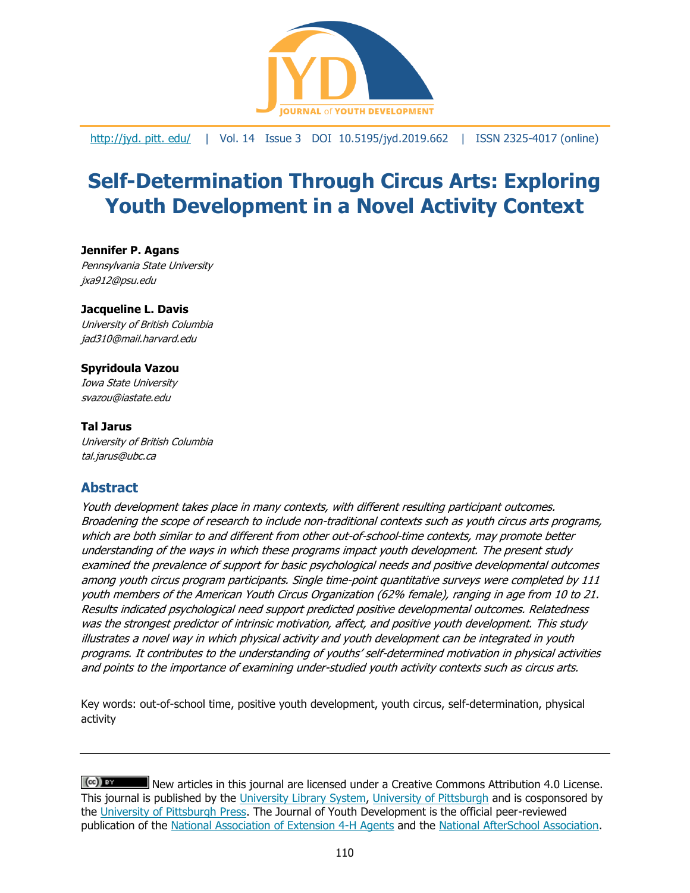# Self-Determination Through Circus Arts: Exploring Youth Development in a Novel Activity Context

**Jennifer P. Agans**
*Pennsylvania State University*
*jxa912@psu.edu*

**Jacqueline L. Davis**
*University of British Columbia*
*jad310@mail.harvard.edu*

**Spyridoula Vazou**
*Iowa State University*
*svazou@iastate.edu*

**Tal Jarus**
*University of British Columbia*
*tal.jarus@ubc.ca*

## Abstract

*Youth development takes place in many contexts, with different resulting participant outcomes. Broadening the scope of research to include non-traditional contexts such as youth circus arts programs, which are both similar to and different from other out-of-school-time contexts, may promote better understanding of the ways in which these programs impact youth development. The present study examined the prevalence of support for basic psychological needs and positive developmental outcomes among youth circus program participants. Single time-point quantitative surveys were completed by 111 youth members of the American Youth Circus Organization (62% female), ranging in age from 10 to 21. Results indicated psychological need support predicted positive developmental outcomes. Relatedness was the strongest predictor of intrinsic motivation, affect, and positive youth development. This study illustrates a novel way in which physical activity and youth development can be integrated in youth programs. It contributes to the understanding of youths' self-determined motivation in physical activities and points to the importance of examining under-studied youth activity contexts such as circus arts.*

Key words: out-of-school time, positive youth development, youth circus, self-determination, physical activity

---

New articles in this journal are licensed under a Creative Commons Attribution 4.0 License. This journal is published by the University Library System, University of Pittsburgh and is cosponsored by the University of Pittsburgh Press. The Journal of Youth Development is the official peer-reviewed publication of the National Association of Extension 4-H Agents and the National AfterSchool Association.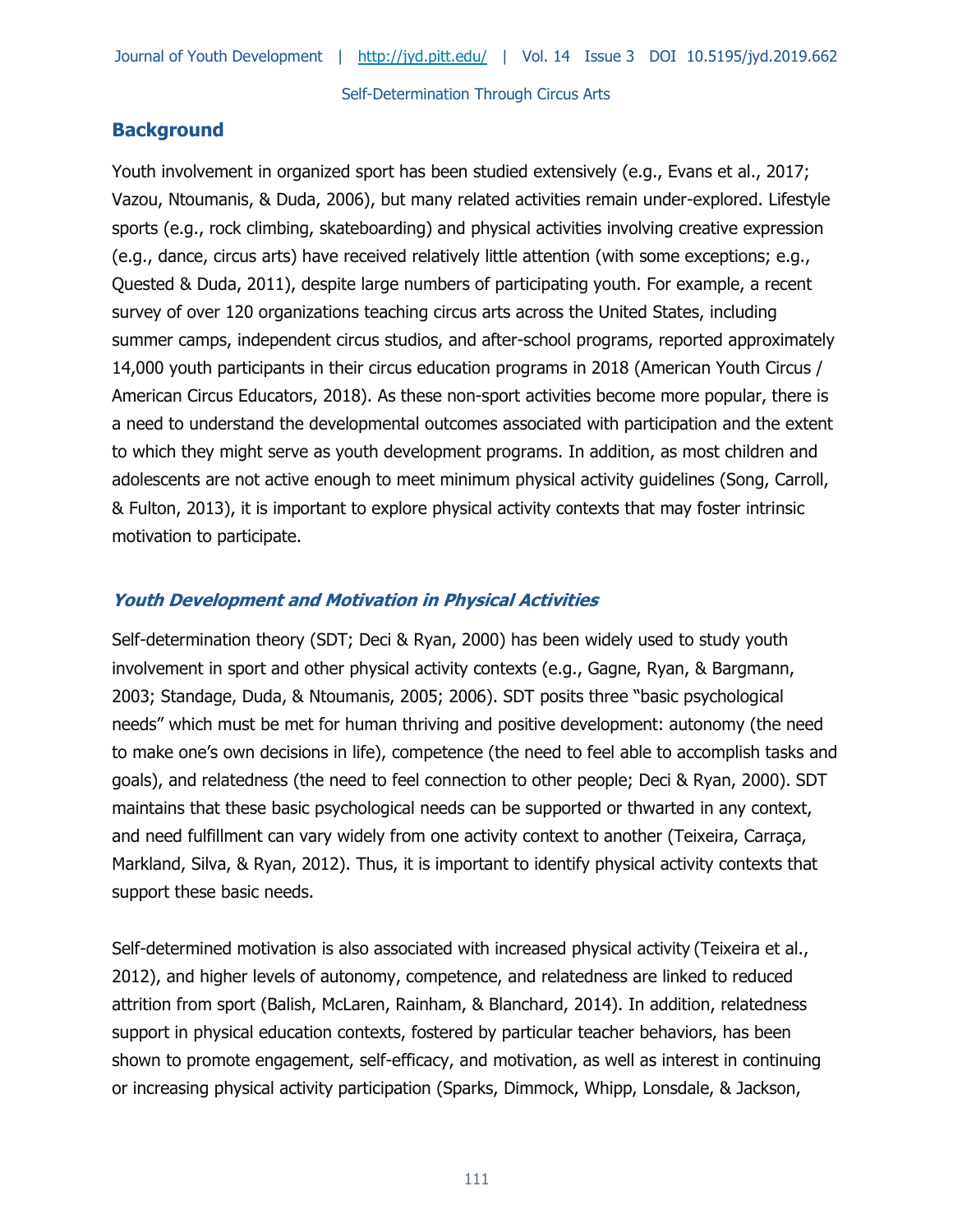## Background

Youth involvement in organized sport has been studied extensively (e.g., Evans et al., 2017; Vazou, Ntoumanis, & Duda, 2006), but many related activities remain under-explored. Lifestyle sports (e.g., rock climbing, skateboarding) and physical activities involving creative expression (e.g., dance, circus arts) have received relatively little attention (with some exceptions; e.g., Quested & Duda, 2011), despite large numbers of participating youth. For example, a recent survey of over 120 organizations teaching circus arts across the United States, including summer camps, independent circus studios, and after-school programs, reported approximately 14,000 youth participants in their circus education programs in 2018 (American Youth Circus / American Circus Educators, 2018). As these non-sport activities become more popular, there is a need to understand the developmental outcomes associated with participation and the extent to which they might serve as youth development programs. In addition, as most children and adolescents are not active enough to meet minimum physical activity guidelines (Song, Carroll, & Fulton, 2013), it is important to explore physical activity contexts that may foster intrinsic motivation to participate.

### *Youth Development and Motivation in Physical Activities*

Self-determination theory (SDT; Deci & Ryan, 2000) has been widely used to study youth involvement in sport and other physical activity contexts (e.g., Gagne, Ryan, & Bargmann, 2003; Standage, Duda, & Ntoumanis, 2005; 2006). SDT posits three "basic psychological needs" which must be met for human thriving and positive development: autonomy (the need to make one's own decisions in life), competence (the need to feel able to accomplish tasks and goals), and relatedness (the need to feel connection to other people; Deci & Ryan, 2000). SDT maintains that these basic psychological needs can be supported or thwarted in any context, and need fulfillment can vary widely from one activity context to another (Teixeira, Carraça, Markland, Silva, & Ryan, 2012). Thus, it is important to identify physical activity contexts that support these basic needs.

Self-determined motivation is also associated with increased physical activity (Teixeira et al., 2012), and higher levels of autonomy, competence, and relatedness are linked to reduced attrition from sport (Balish, McLaren, Rainham, & Blanchard, 2014). In addition, relatedness support in physical education contexts, fostered by particular teacher behaviors, has been shown to promote engagement, self-efficacy, and motivation, as well as interest in continuing or increasing physical activity participation (Sparks, Dimmock, Whipp, Lonsdale, & Jackson,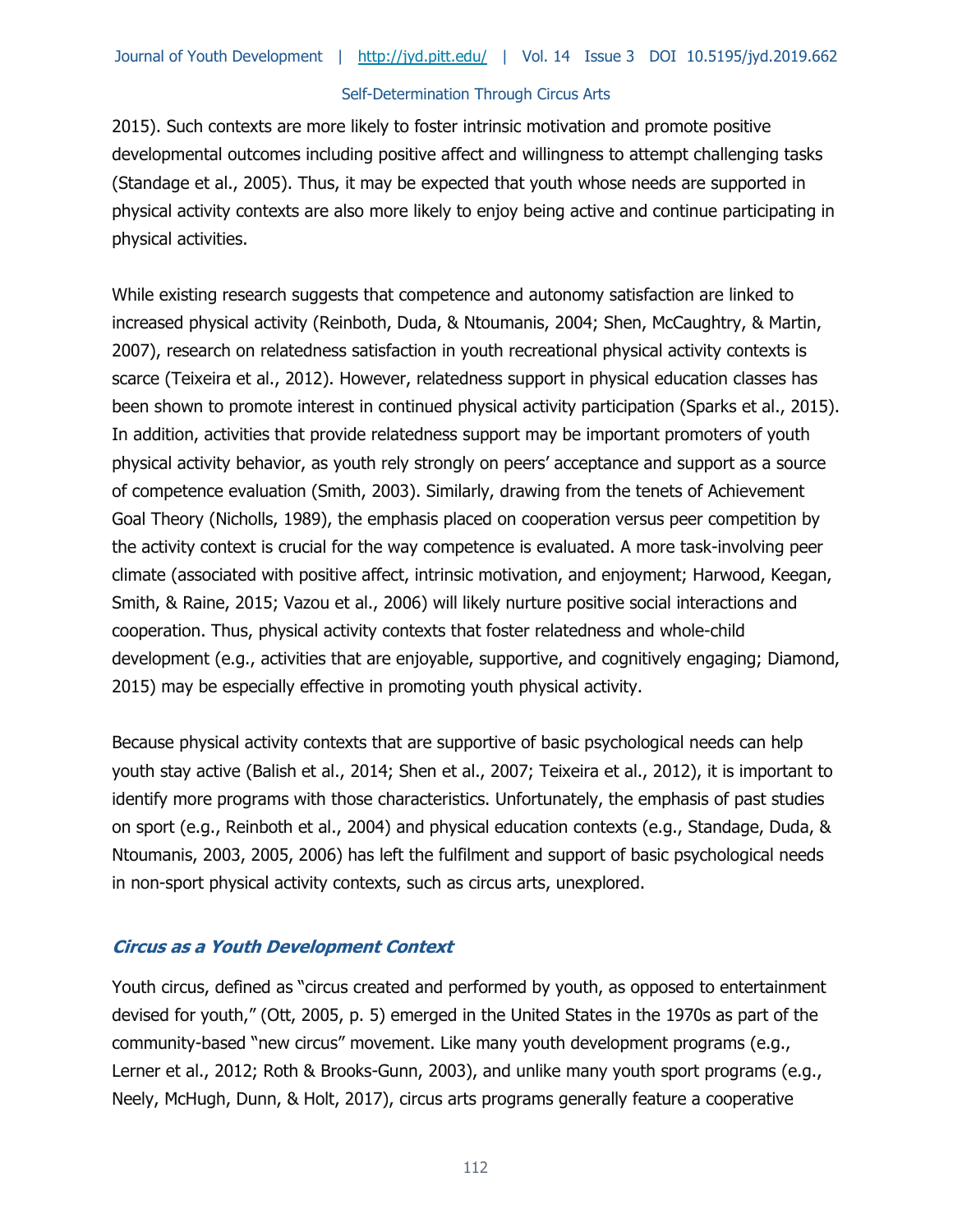2015). Such contexts are more likely to foster intrinsic motivation and promote positive developmental outcomes including positive affect and willingness to attempt challenging tasks (Standage et al., 2005). Thus, it may be expected that youth whose needs are supported in physical activity contexts are also more likely to enjoy being active and continue participating in physical activities.

While existing research suggests that competence and autonomy satisfaction are linked to increased physical activity (Reinboth, Duda, & Ntoumanis, 2004; Shen, McCaughtry, & Martin, 2007), research on relatedness satisfaction in youth recreational physical activity contexts is scarce (Teixeira et al., 2012). However, relatedness support in physical education classes has been shown to promote interest in continued physical activity participation (Sparks et al., 2015). In addition, activities that provide relatedness support may be important promoters of youth physical activity behavior, as youth rely strongly on peers' acceptance and support as a source of competence evaluation (Smith, 2003). Similarly, drawing from the tenets of Achievement Goal Theory (Nicholls, 1989), the emphasis placed on cooperation versus peer competition by the activity context is crucial for the way competence is evaluated. A more task-involving peer climate (associated with positive affect, intrinsic motivation, and enjoyment; Harwood, Keegan, Smith, & Raine, 2015; Vazou et al., 2006) will likely nurture positive social interactions and cooperation. Thus, physical activity contexts that foster relatedness and whole-child development (e.g., activities that are enjoyable, supportive, and cognitively engaging; Diamond, 2015) may be especially effective in promoting youth physical activity.

Because physical activity contexts that are supportive of basic psychological needs can help youth stay active (Balish et al., 2014; Shen et al., 2007; Teixeira et al., 2012), it is important to identify more programs with those characteristics. Unfortunately, the emphasis of past studies on sport (e.g., Reinboth et al., 2004) and physical education contexts (e.g., Standage, Duda, & Ntoumanis, 2003, 2005, 2006) has left the fulfilment and support of basic psychological needs in non-sport physical activity contexts, such as circus arts, unexplored.

### *Circus as a Youth Development Context*

Youth circus, defined as "circus created and performed by youth, as opposed to entertainment devised for youth," (Ott, 2005, p. 5) emerged in the United States in the 1970s as part of the community-based "new circus" movement. Like many youth development programs (e.g., Lerner et al., 2012; Roth & Brooks-Gunn, 2003), and unlike many youth sport programs (e.g., Neely, McHugh, Dunn, & Holt, 2017), circus arts programs generally feature a cooperative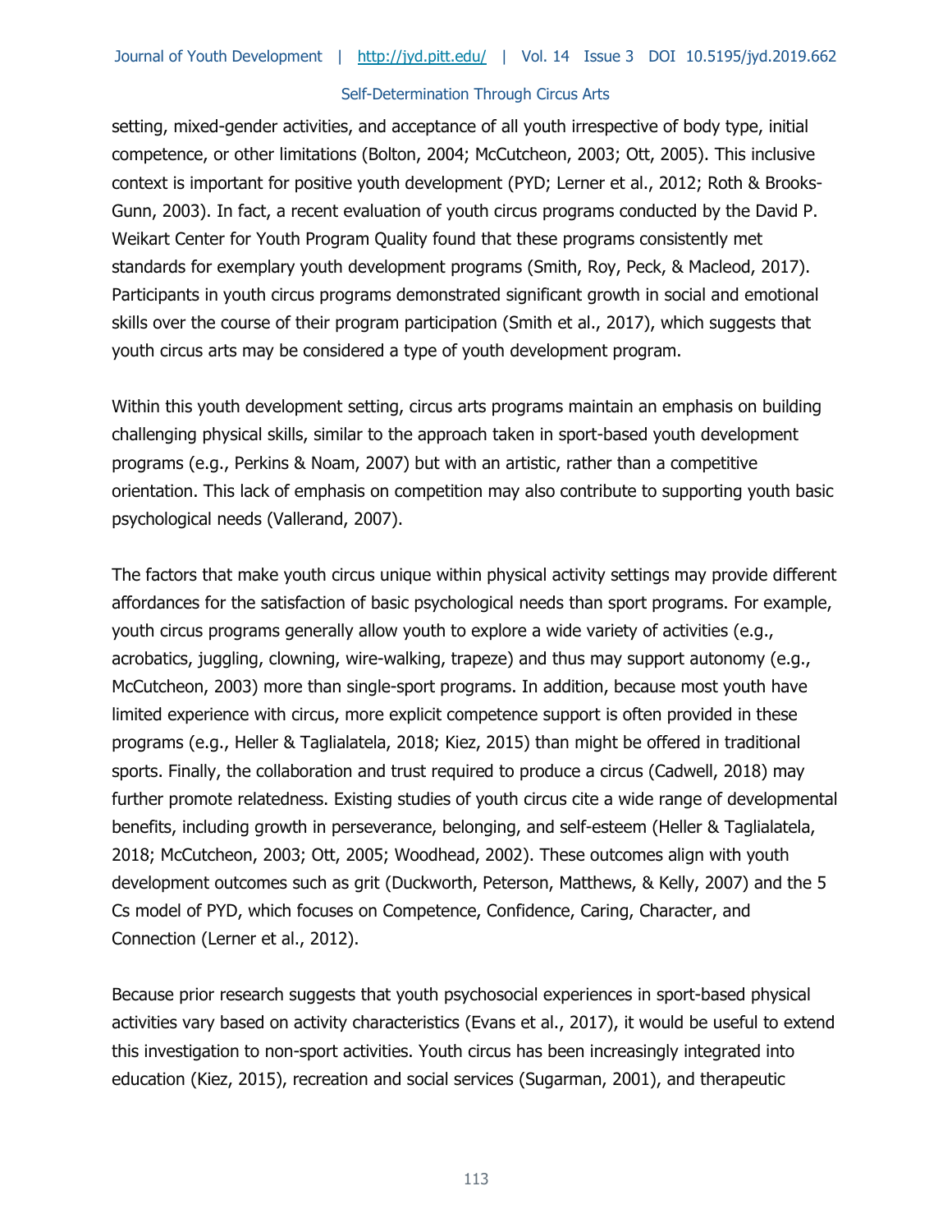setting, mixed-gender activities, and acceptance of all youth irrespective of body type, initial competence, or other limitations (Bolton, 2004; McCutcheon, 2003; Ott, 2005). This inclusive context is important for positive youth development (PYD; Lerner et al., 2012; Roth & Brooks-Gunn, 2003). In fact, a recent evaluation of youth circus programs conducted by the David P. Weikart Center for Youth Program Quality found that these programs consistently met standards for exemplary youth development programs (Smith, Roy, Peck, & Macleod, 2017). Participants in youth circus programs demonstrated significant growth in social and emotional skills over the course of their program participation (Smith et al., 2017), which suggests that youth circus arts may be considered a type of youth development program.

Within this youth development setting, circus arts programs maintain an emphasis on building challenging physical skills, similar to the approach taken in sport-based youth development programs (e.g., Perkins & Noam, 2007) but with an artistic, rather than a competitive orientation. This lack of emphasis on competition may also contribute to supporting youth basic psychological needs (Vallerand, 2007).

The factors that make youth circus unique within physical activity settings may provide different affordances for the satisfaction of basic psychological needs than sport programs. For example, youth circus programs generally allow youth to explore a wide variety of activities (e.g., acrobatics, juggling, clowning, wire-walking, trapeze) and thus may support autonomy (e.g., McCutcheon, 2003) more than single-sport programs. In addition, because most youth have limited experience with circus, more explicit competence support is often provided in these programs (e.g., Heller & Taglialatela, 2018; Kiez, 2015) than might be offered in traditional sports. Finally, the collaboration and trust required to produce a circus (Cadwell, 2018) may further promote relatedness. Existing studies of youth circus cite a wide range of developmental benefits, including growth in perseverance, belonging, and self-esteem (Heller & Taglialatela, 2018; McCutcheon, 2003; Ott, 2005; Woodhead, 2002). These outcomes align with youth development outcomes such as grit (Duckworth, Peterson, Matthews, & Kelly, 2007) and the 5 Cs model of PYD, which focuses on Competence, Confidence, Caring, Character, and Connection (Lerner et al., 2012).

Because prior research suggests that youth psychosocial experiences in sport-based physical activities vary based on activity characteristics (Evans et al., 2017), it would be useful to extend this investigation to non-sport activities. Youth circus has been increasingly integrated into education (Kiez, 2015), recreation and social services (Sugarman, 2001), and therapeutic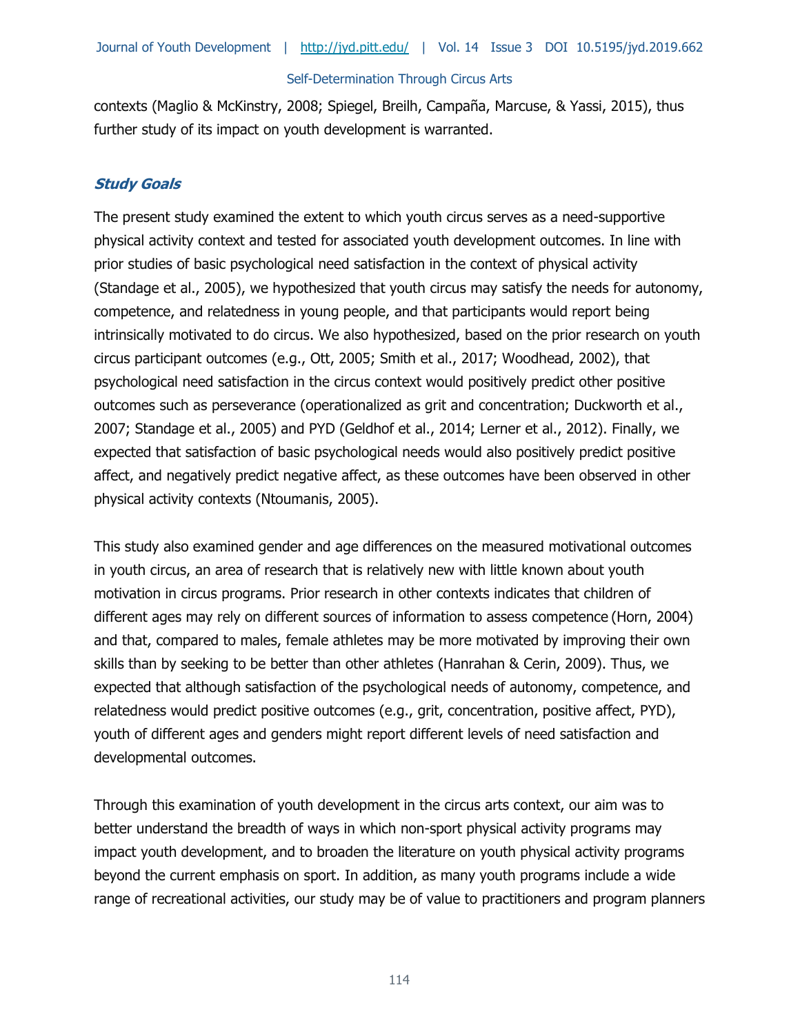contexts (Maglio & McKinstry, 2008; Spiegel, Breilh, Campaña, Marcuse, & Yassi, 2015), thus further study of its impact on youth development is warranted.

### *Study Goals*

The present study examined the extent to which youth circus serves as a need-supportive physical activity context and tested for associated youth development outcomes. In line with prior studies of basic psychological need satisfaction in the context of physical activity (Standage et al., 2005), we hypothesized that youth circus may satisfy the needs for autonomy, competence, and relatedness in young people, and that participants would report being intrinsically motivated to do circus. We also hypothesized, based on the prior research on youth circus participant outcomes (e.g., Ott, 2005; Smith et al., 2017; Woodhead, 2002), that psychological need satisfaction in the circus context would positively predict other positive outcomes such as perseverance (operationalized as grit and concentration; Duckworth et al., 2007; Standage et al., 2005) and PYD (Geldhof et al., 2014; Lerner et al., 2012). Finally, we expected that satisfaction of basic psychological needs would also positively predict positive affect, and negatively predict negative affect, as these outcomes have been observed in other physical activity contexts (Ntoumanis, 2005).

This study also examined gender and age differences on the measured motivational outcomes in youth circus, an area of research that is relatively new with little known about youth motivation in circus programs. Prior research in other contexts indicates that children of different ages may rely on different sources of information to assess competence (Horn, 2004) and that, compared to males, female athletes may be more motivated by improving their own skills than by seeking to be better than other athletes (Hanrahan & Cerin, 2009). Thus, we expected that although satisfaction of the psychological needs of autonomy, competence, and relatedness would predict positive outcomes (e.g., grit, concentration, positive affect, PYD), youth of different ages and genders might report different levels of need satisfaction and developmental outcomes.

Through this examination of youth development in the circus arts context, our aim was to better understand the breadth of ways in which non-sport physical activity programs may impact youth development, and to broaden the literature on youth physical activity programs beyond the current emphasis on sport. In addition, as many youth programs include a wide range of recreational activities, our study may be of value to practitioners and program planners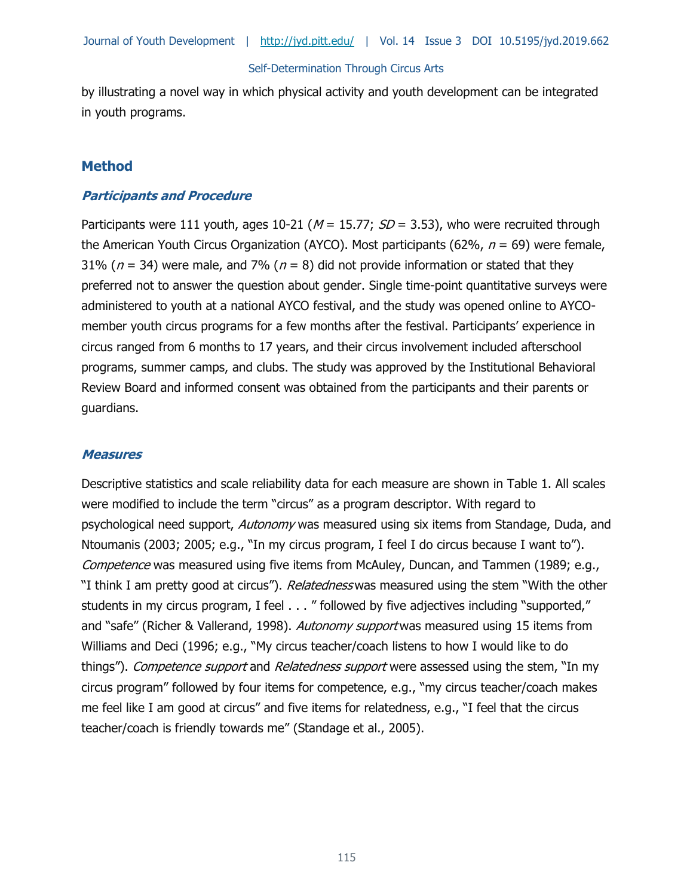by illustrating a novel way in which physical activity and youth development can be integrated in youth programs.

## Method

### *Participants and Procedure*

Participants were 111 youth, ages 10-21 ($M$ = 15.77; $SD$ = 3.53), who were recruited through the American Youth Circus Organization (AYCO). Most participants (62%, $n$ = 69) were female, 31% ($n$ = 34) were male, and 7% ($n$ = 8) did not provide information or stated that they preferred not to answer the question about gender. Single time-point quantitative surveys were administered to youth at a national AYCO festival, and the study was opened online to AYCO-member youth circus programs for a few months after the festival. Participants' experience in circus ranged from 6 months to 17 years, and their circus involvement included afterschool programs, summer camps, and clubs. The study was approved by the Institutional Behavioral Review Board and informed consent was obtained from the participants and their parents or guardians.

### *Measures*

Descriptive statistics and scale reliability data for each measure are shown in Table 1. All scales were modified to include the term "circus" as a program descriptor. With regard to psychological need support, *Autonomy* was measured using six items from Standage, Duda, and Ntoumanis (2003; 2005; e.g., "In my circus program, I feel I do circus because I want to"). *Competence* was measured using five items from McAuley, Duncan, and Tammen (1989; e.g., "I think I am pretty good at circus"). *Relatedness* was measured using the stem "With the other students in my circus program, I feel . . . " followed by five adjectives including "supported," and "safe" (Richer & Vallerand, 1998). *Autonomy support* was measured using 15 items from Williams and Deci (1996; e.g., "My circus teacher/coach listens to how I would like to do things"). *Competence support* and *Relatedness support* were assessed using the stem, "In my circus program" followed by four items for competence, e.g., "my circus teacher/coach makes me feel like I am good at circus" and five items for relatedness, e.g., "I feel that the circus teacher/coach is friendly towards me" (Standage et al., 2005).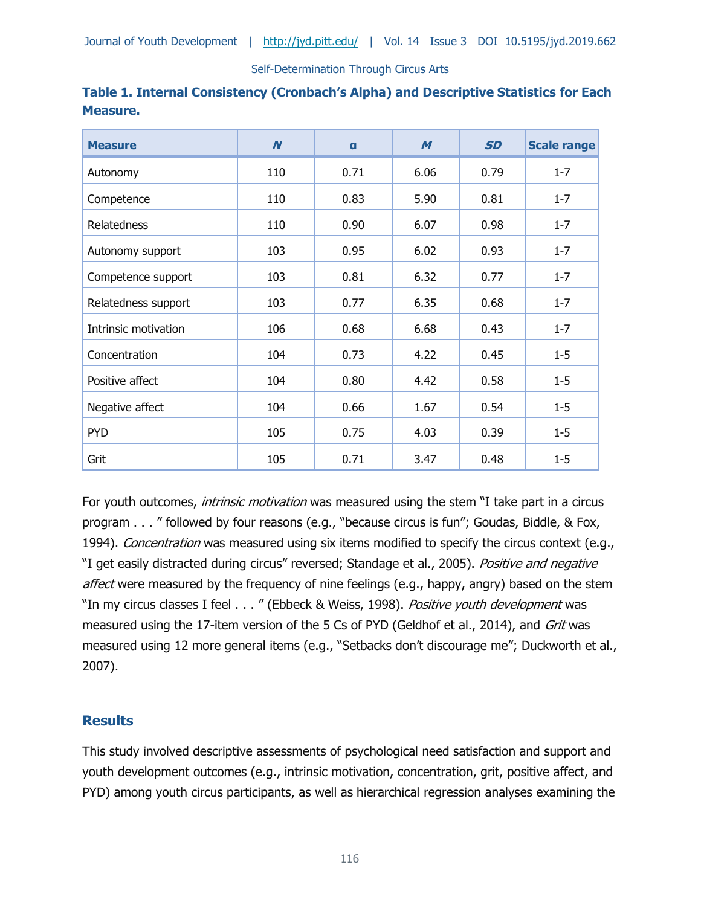**Table 1. Internal Consistency (Cronbach's Alpha) and Descriptive Statistics for Each Measure.**

| Measure | *N* | α | *M* | *SD* | Scale range |
|---|---|---|---|---|---|
| Autonomy | 110 | 0.71 | 6.06 | 0.79 | 1-7 |
| Competence | 110 | 0.83 | 5.90 | 0.81 | 1-7 |
| Relatedness | 110 | 0.90 | 6.07 | 0.98 | 1-7 |
| Autonomy support | 103 | 0.95 | 6.02 | 0.93 | 1-7 |
| Competence support | 103 | 0.81 | 6.32 | 0.77 | 1-7 |
| Relatedness support | 103 | 0.77 | 6.35 | 0.68 | 1-7 |
| Intrinsic motivation | 106 | 0.68 | 6.68 | 0.43 | 1-7 |
| Concentration | 104 | 0.73 | 4.22 | 0.45 | 1-5 |
| Positive affect | 104 | 0.80 | 4.42 | 0.58 | 1-5 |
| Negative affect | 104 | 0.66 | 1.67 | 0.54 | 1-5 |
| PYD | 105 | 0.75 | 4.03 | 0.39 | 1-5 |
| Grit | 105 | 0.71 | 3.47 | 0.48 | 1-5 |

For youth outcomes, *intrinsic motivation* was measured using the stem "I take part in a circus program . . . " followed by four reasons (e.g., "because circus is fun"; Goudas, Biddle, & Fox, 1994). *Concentration* was measured using six items modified to specify the circus context (e.g., "I get easily distracted during circus" reversed; Standage et al., 2005). *Positive and negative affect* were measured by the frequency of nine feelings (e.g., happy, angry) based on the stem "In my circus classes I feel . . . " (Ebbeck & Weiss, 1998). *Positive youth development* was measured using the 17-item version of the 5 Cs of PYD (Geldhof et al., 2014), and *Grit* was measured using 12 more general items (e.g., "Setbacks don't discourage me"; Duckworth et al., 2007).

## Results

This study involved descriptive assessments of psychological need satisfaction and support and youth development outcomes (e.g., intrinsic motivation, concentration, grit, positive affect, and PYD) among youth circus participants, as well as hierarchical regression analyses examining the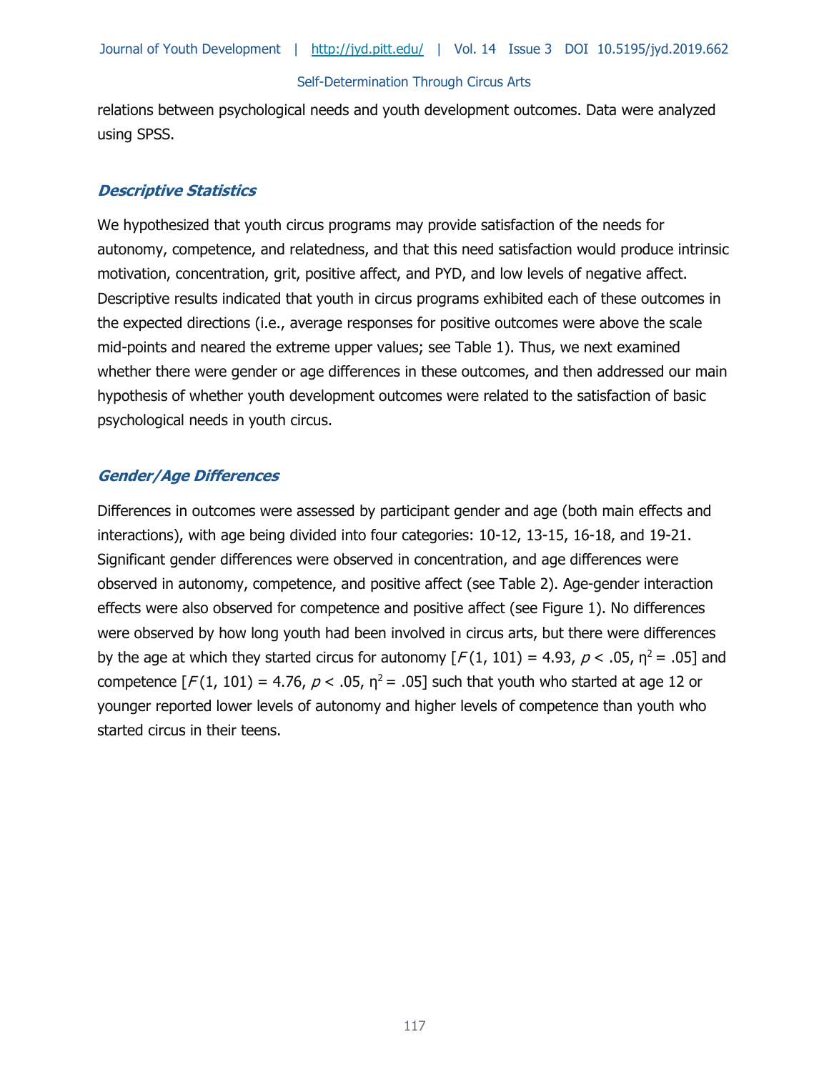relations between psychological needs and youth development outcomes. Data were analyzed using SPSS.

### *Descriptive Statistics*

We hypothesized that youth circus programs may provide satisfaction of the needs for autonomy, competence, and relatedness, and that this need satisfaction would produce intrinsic motivation, concentration, grit, positive affect, and PYD, and low levels of negative affect. Descriptive results indicated that youth in circus programs exhibited each of these outcomes in the expected directions (i.e., average responses for positive outcomes were above the scale mid-points and neared the extreme upper values; see Table 1). Thus, we next examined whether there were gender or age differences in these outcomes, and then addressed our main hypothesis of whether youth development outcomes were related to the satisfaction of basic psychological needs in youth circus.

### *Gender/Age Differences*

Differences in outcomes were assessed by participant gender and age (both main effects and interactions), with age being divided into four categories: 10-12, 13-15, 16-18, and 19-21. Significant gender differences were observed in concentration, and age differences were observed in autonomy, competence, and positive affect (see Table 2). Age-gender interaction effects were also observed for competence and positive affect (see Figure 1). No differences were observed by how long youth had been involved in circus arts, but there were differences by the age at which they started circus for autonomy [$F(1, 101) = 4.93$, $p < .05$, $\eta^2 = .05$] and competence [$F(1, 101) = 4.76$, $p < .05$, $\eta^2 = .05$] such that youth who started at age 12 or younger reported lower levels of autonomy and higher levels of competence than youth who started circus in their teens.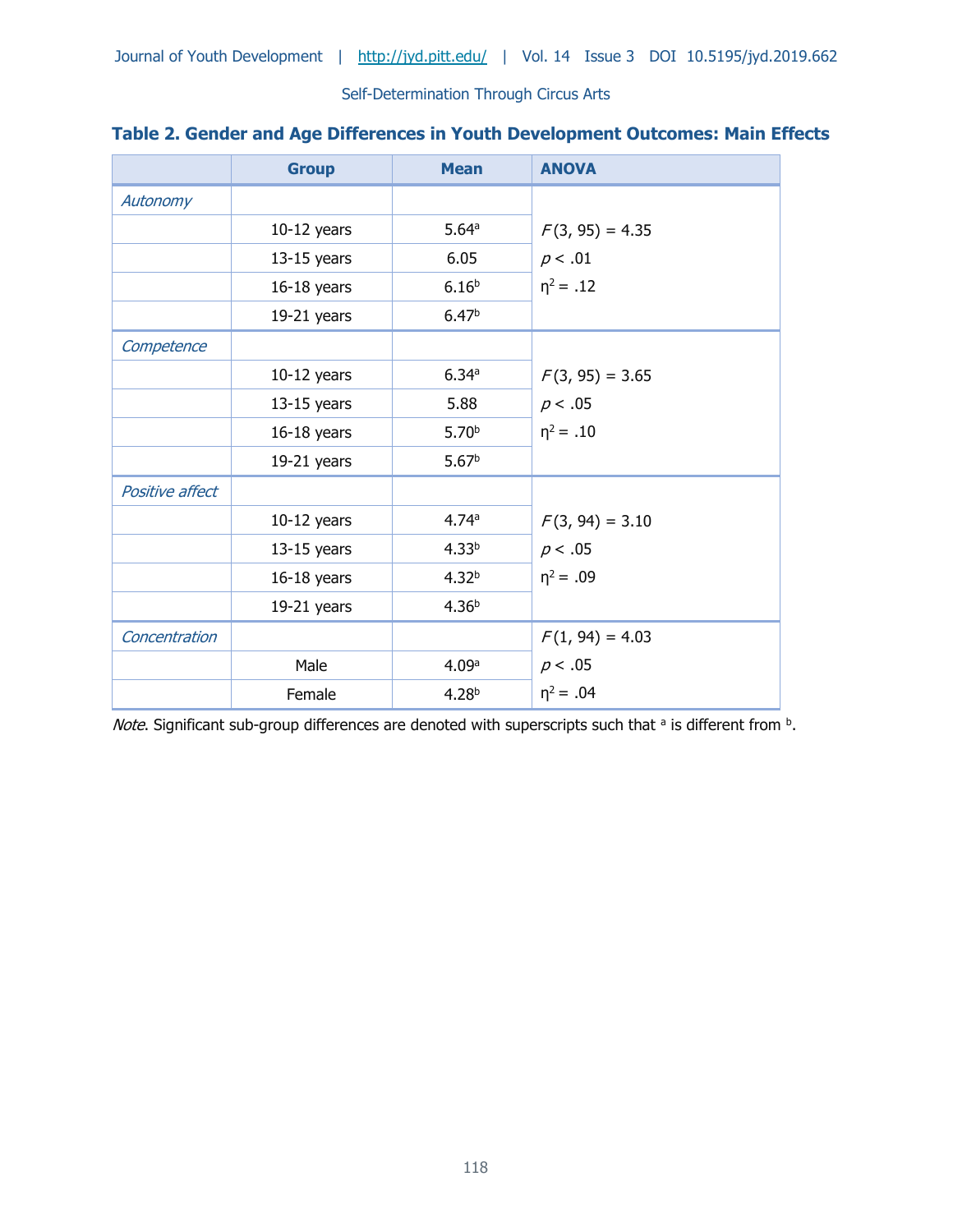**Table 2. Gender and Age Differences in Youth Development Outcomes: Main Effects**

| | Group | Mean | ANOVA |
|---|---|---|---|
| *Autonomy* | | | |
| | 10-12 years | 5.64[a] | $F(3, 95) = 4.35$ |
| | 13-15 years | 6.05 | $p < .01$ |
| | 16-18 years | 6.16[b] | $\eta^2 = .12$ |
| | 19-21 years | 6.47[b] | |
| *Competence* | | | |
| | 10-12 years | 6.34[a] | $F(3, 95) = 3.65$ |
| | 13-15 years | 5.88 | $p < .05$ |
| | 16-18 years | 5.70[b] | $\eta^2 = .10$ |
| | 19-21 years | 5.67[b] | |
| *Positive affect* | | | |
| | 10-12 years | 4.74[a] | $F(3, 94) = 3.10$ |
| | 13-15 years | 4.33[b] | $p < .05$ |
| | 16-18 years | 4.32[b] | $\eta^2 = .09$ |
| | 19-21 years | 4.36[b] | |
| *Concentration* | | | $F(1, 94) = 4.03$ |
| | Male | 4.09[a] | $p < .05$ |
| | Female | 4.28[b] | $\eta^2 = .04$ |

*Note*. Significant sub-group differences are denoted with superscripts such that [a] is different from [b].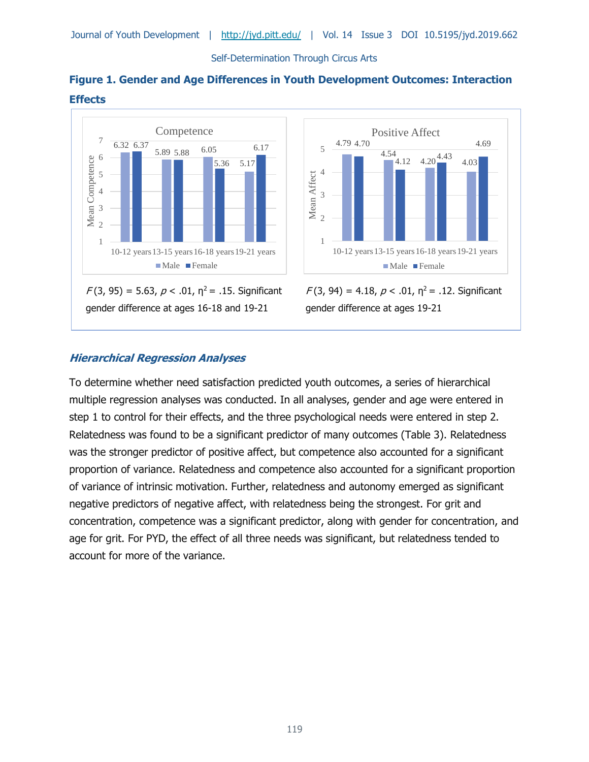**Figure 1. Gender and Age Differences in Youth Development Outcomes: Interaction Effects**

$F(3, 95) = 5.63$, $p < .01$, $\eta^2 = .15$. Significant gender difference at ages 16-18 and 19-21

$F(3, 94) = 4.18$, $p < .01$, $\eta^2 = .12$. Significant gender difference at ages 19-21

### *Hierarchical Regression Analyses*

To determine whether need satisfaction predicted youth outcomes, a series of hierarchical multiple regression analyses was conducted. In all analyses, gender and age were entered in step 1 to control for their effects, and the three psychological needs were entered in step 2. Relatedness was found to be a significant predictor of many outcomes (Table 3). Relatedness was the stronger predictor of positive affect, but competence also accounted for a significant proportion of variance. Relatedness and competence also accounted for a significant proportion of variance of intrinsic motivation. Further, relatedness and autonomy emerged as significant negative predictors of negative affect, with relatedness being the strongest. For grit and concentration, competence was a significant predictor, along with gender for concentration, and age for grit. For PYD, the effect of all three needs was significant, but relatedness tended to account for more of the variance.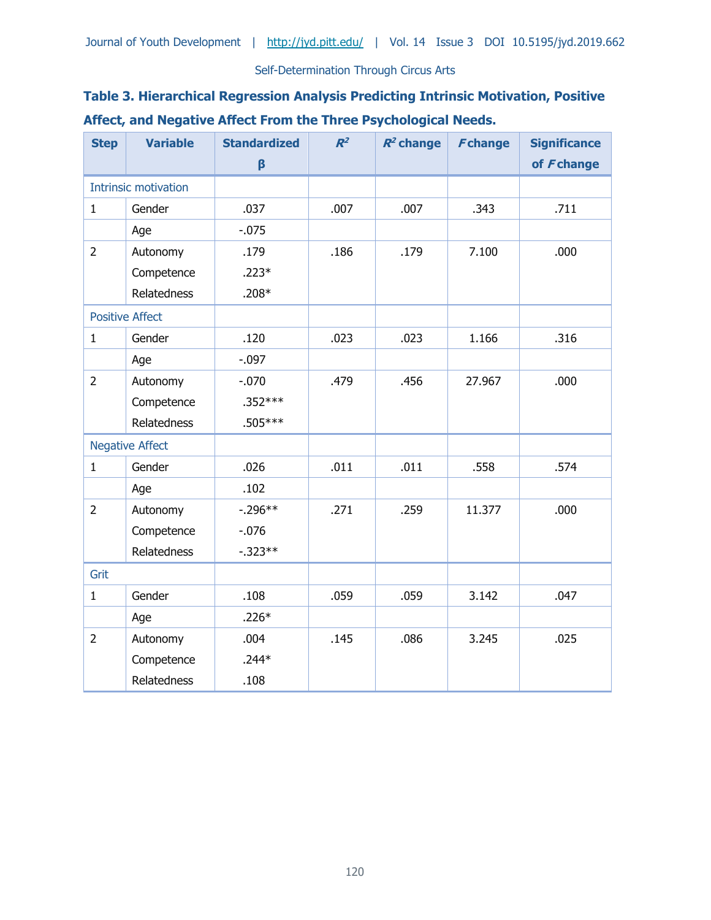**Table 3. Hierarchical Regression Analysis Predicting Intrinsic Motivation, Positive Affect, and Negative Affect From the Three Psychological Needs.**

| Step | Variable | Standardized β | $R^2$ | $R^2$ change | $F$ change | Significance of $F$ change |
|---|---|---|---|---|---|---|
| Intrinsic motivation | | | | | | |
| 1 | Gender | .037 | .007 | .007 | .343 | .711 |
| | Age | -.075 | | | | |
| 2 | Autonomy | .179 | .186 | .179 | 7.100 | .000 |
| | Competence | .223* | | | | |
| | Relatedness | .208* | | | | |
| Positive Affect | | | | | | |
| 1 | Gender | .120 | .023 | .023 | 1.166 | .316 |
| | Age | -.097 | | | | |
| 2 | Autonomy | -.070 | .479 | .456 | 27.967 | .000 |
| | Competence | .352*** | | | | |
| | Relatedness | .505*** | | | | |
| Negative Affect | | | | | | |
| 1 | Gender | .026 | .011 | .011 | .558 | .574 |
| | Age | .102 | | | | |
| 2 | Autonomy | -.296** | .271 | .259 | 11.377 | .000 |
| | Competence | -.076 | | | | |
| | Relatedness | -.323** | | | | |
| Grit | | | | | | |
| 1 | Gender | .108 | .059 | .059 | 3.142 | .047 |
| | Age | .226* | | | | |
| 2 | Autonomy | .004 | .145 | .086 | 3.245 | .025 |
| | Competence | .244* | | | | |
| | Relatedness | .108 | | | | |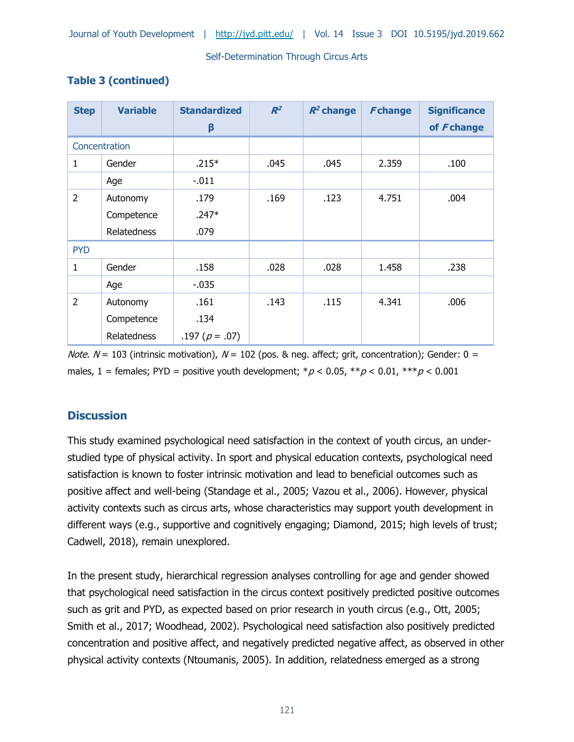**Table 3 (continued)**

| Step | Variable | Standardized β | $R^2$ | $R^2$ change | $F$ change | Significance of $F$ change |
|---|---|---|---|---|---|---|
| Concentration | | | | | | |
| 1 | Gender | .215* | .045 | .045 | 2.359 | .100 |
| | Age | -.011 | | | | |
| 2 | Autonomy | .179 | .169 | .123 | 4.751 | .004 |
| | Competence | .247* | | | | |
| | Relatedness | .079 | | | | |
| PYD | | | | | | |
| 1 | Gender | .158 | .028 | .028 | 1.458 | .238 |
| | Age | -.035 | | | | |
| 2 | Autonomy | .161 | .143 | .115 | 4.341 | .006 |
| | Competence | .134 | | | | |
| | Relatedness | .197 ($p$ = .07) | | | | |

*Note.* $N$ = 103 (intrinsic motivation), $N$ = 102 (pos. & neg. affect; grit, concentration); Gender: 0 = males, 1 = females; PYD = positive youth development; $^*p < 0.05$, $^{**}p < 0.01$, $^{***}p < 0.001$

## Discussion

This study examined psychological need satisfaction in the context of youth circus, an under-studied type of physical activity. In sport and physical education contexts, psychological need satisfaction is known to foster intrinsic motivation and lead to beneficial outcomes such as positive affect and well-being (Standage et al., 2005; Vazou et al., 2006). However, physical activity contexts such as circus arts, whose characteristics may support youth development in different ways (e.g., supportive and cognitively engaging; Diamond, 2015; high levels of trust; Cadwell, 2018), remain unexplored.

In the present study, hierarchical regression analyses controlling for age and gender showed that psychological need satisfaction in the circus context positively predicted positive outcomes such as grit and PYD, as expected based on prior research in youth circus (e.g., Ott, 2005; Smith et al., 2017; Woodhead, 2002). Psychological need satisfaction also positively predicted concentration and positive affect, and negatively predicted negative affect, as observed in other physical activity contexts (Ntoumanis, 2005). In addition, relatedness emerged as a strong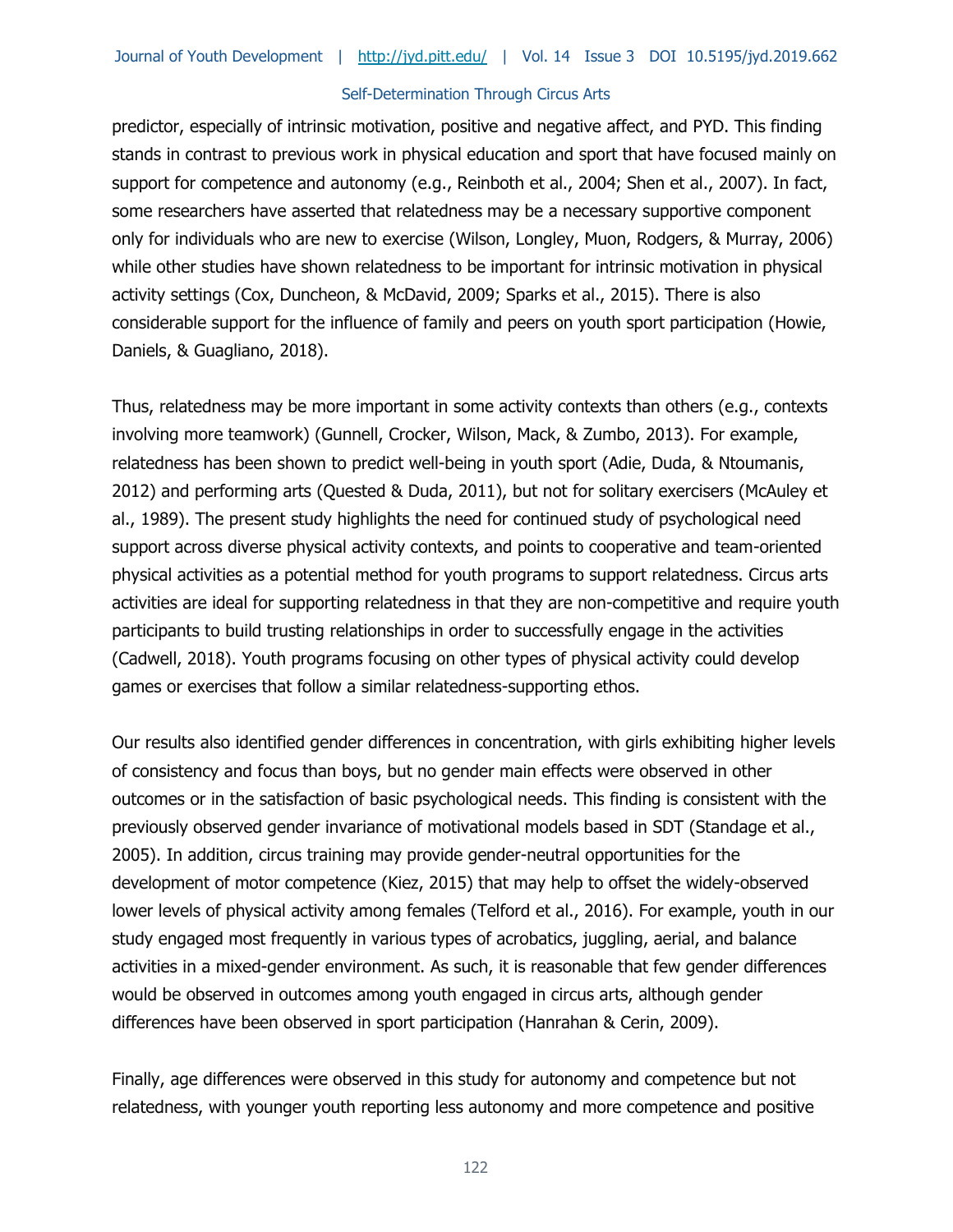predictor, especially of intrinsic motivation, positive and negative affect, and PYD. This finding stands in contrast to previous work in physical education and sport that have focused mainly on support for competence and autonomy (e.g., Reinboth et al., 2004; Shen et al., 2007). In fact, some researchers have asserted that relatedness may be a necessary supportive component only for individuals who are new to exercise (Wilson, Longley, Muon, Rodgers, & Murray, 2006) while other studies have shown relatedness to be important for intrinsic motivation in physical activity settings (Cox, Duncheon, & McDavid, 2009; Sparks et al., 2015). There is also considerable support for the influence of family and peers on youth sport participation (Howie, Daniels, & Guagliano, 2018).

Thus, relatedness may be more important in some activity contexts than others (e.g., contexts involving more teamwork) (Gunnell, Crocker, Wilson, Mack, & Zumbo, 2013). For example, relatedness has been shown to predict well-being in youth sport (Adie, Duda, & Ntoumanis, 2012) and performing arts (Quested & Duda, 2011), but not for solitary exercisers (McAuley et al., 1989). The present study highlights the need for continued study of psychological need support across diverse physical activity contexts, and points to cooperative and team-oriented physical activities as a potential method for youth programs to support relatedness. Circus arts activities are ideal for supporting relatedness in that they are non-competitive and require youth participants to build trusting relationships in order to successfully engage in the activities (Cadwell, 2018). Youth programs focusing on other types of physical activity could develop games or exercises that follow a similar relatedness-supporting ethos.

Our results also identified gender differences in concentration, with girls exhibiting higher levels of consistency and focus than boys, but no gender main effects were observed in other outcomes or in the satisfaction of basic psychological needs. This finding is consistent with the previously observed gender invariance of motivational models based in SDT (Standage et al., 2005). In addition, circus training may provide gender-neutral opportunities for the development of motor competence (Kiez, 2015) that may help to offset the widely-observed lower levels of physical activity among females (Telford et al., 2016). For example, youth in our study engaged most frequently in various types of acrobatics, juggling, aerial, and balance activities in a mixed-gender environment. As such, it is reasonable that few gender differences would be observed in outcomes among youth engaged in circus arts, although gender differences have been observed in sport participation (Hanrahan & Cerin, 2009).

Finally, age differences were observed in this study for autonomy and competence but not relatedness, with younger youth reporting less autonomy and more competence and positive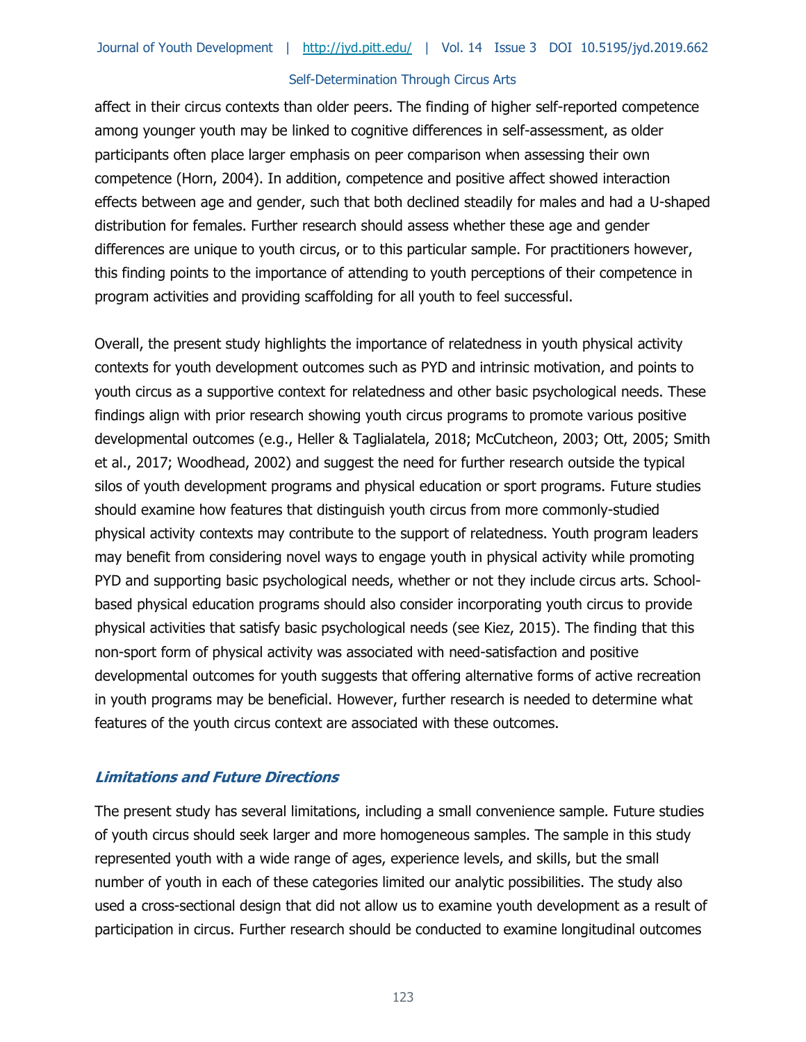affect in their circus contexts than older peers. The finding of higher self-reported competence among younger youth may be linked to cognitive differences in self-assessment, as older participants often place larger emphasis on peer comparison when assessing their own competence (Horn, 2004). In addition, competence and positive affect showed interaction effects between age and gender, such that both declined steadily for males and had a U-shaped distribution for females. Further research should assess whether these age and gender differences are unique to youth circus, or to this particular sample. For practitioners however, this finding points to the importance of attending to youth perceptions of their competence in program activities and providing scaffolding for all youth to feel successful.

Overall, the present study highlights the importance of relatedness in youth physical activity contexts for youth development outcomes such as PYD and intrinsic motivation, and points to youth circus as a supportive context for relatedness and other basic psychological needs. These findings align with prior research showing youth circus programs to promote various positive developmental outcomes (e.g., Heller & Taglialatela, 2018; McCutcheon, 2003; Ott, 2005; Smith et al., 2017; Woodhead, 2002) and suggest the need for further research outside the typical silos of youth development programs and physical education or sport programs. Future studies should examine how features that distinguish youth circus from more commonly-studied physical activity contexts may contribute to the support of relatedness. Youth program leaders may benefit from considering novel ways to engage youth in physical activity while promoting PYD and supporting basic psychological needs, whether or not they include circus arts. School-based physical education programs should also consider incorporating youth circus to provide physical activities that satisfy basic psychological needs (see Kiez, 2015). The finding that this non-sport form of physical activity was associated with need-satisfaction and positive developmental outcomes for youth suggests that offering alternative forms of active recreation in youth programs may be beneficial. However, further research is needed to determine what features of the youth circus context are associated with these outcomes.

### *Limitations and Future Directions*

The present study has several limitations, including a small convenience sample. Future studies of youth circus should seek larger and more homogeneous samples. The sample in this study represented youth with a wide range of ages, experience levels, and skills, but the small number of youth in each of these categories limited our analytic possibilities. The study also used a cross-sectional design that did not allow us to examine youth development as a result of participation in circus. Further research should be conducted to examine longitudinal outcomes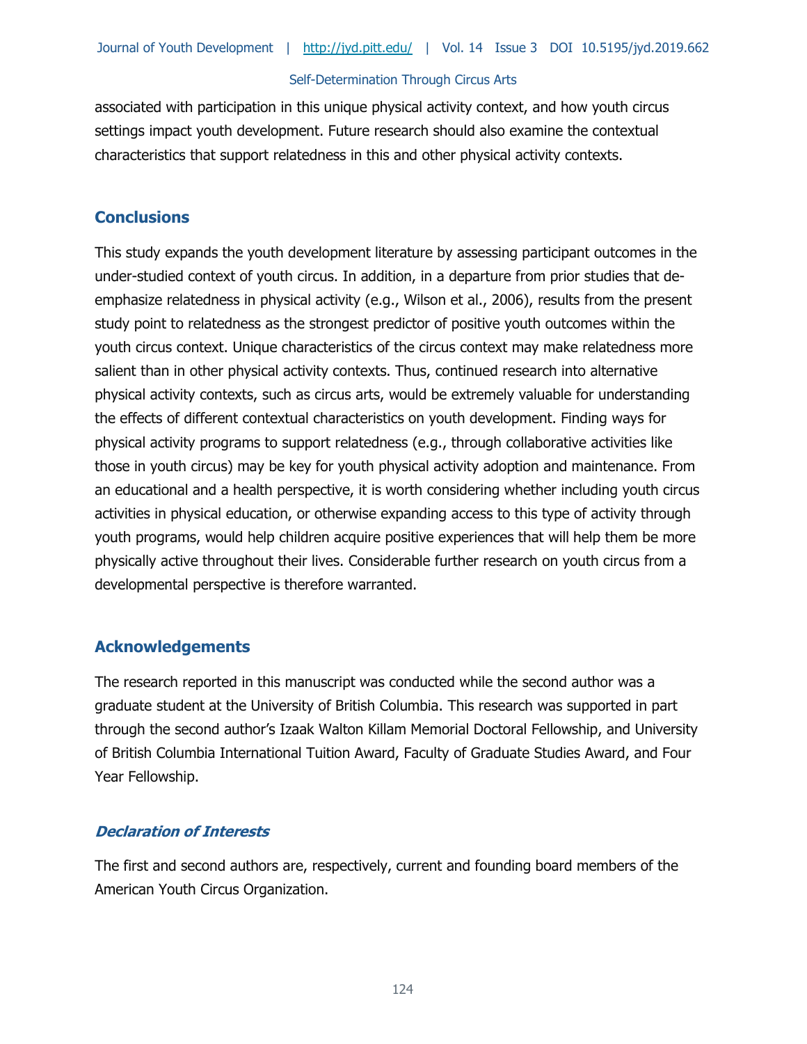associated with participation in this unique physical activity context, and how youth circus settings impact youth development. Future research should also examine the contextual characteristics that support relatedness in this and other physical activity contexts.

## Conclusions

This study expands the youth development literature by assessing participant outcomes in the under-studied context of youth circus. In addition, in a departure from prior studies that de-emphasize relatedness in physical activity (e.g., Wilson et al., 2006), results from the present study point to relatedness as the strongest predictor of positive youth outcomes within the youth circus context. Unique characteristics of the circus context may make relatedness more salient than in other physical activity contexts. Thus, continued research into alternative physical activity contexts, such as circus arts, would be extremely valuable for understanding the effects of different contextual characteristics on youth development. Finding ways for physical activity programs to support relatedness (e.g., through collaborative activities like those in youth circus) may be key for youth physical activity adoption and maintenance. From an educational and a health perspective, it is worth considering whether including youth circus activities in physical education, or otherwise expanding access to this type of activity through youth programs, would help children acquire positive experiences that will help them be more physically active throughout their lives. Considerable further research on youth circus from a developmental perspective is therefore warranted.

## Acknowledgements

The research reported in this manuscript was conducted while the second author was a graduate student at the University of British Columbia. This research was supported in part through the second author's Izaak Walton Killam Memorial Doctoral Fellowship, and University of British Columbia International Tuition Award, Faculty of Graduate Studies Award, and Four Year Fellowship.

### *Declaration of Interests*

The first and second authors are, respectively, current and founding board members of the American Youth Circus Organization.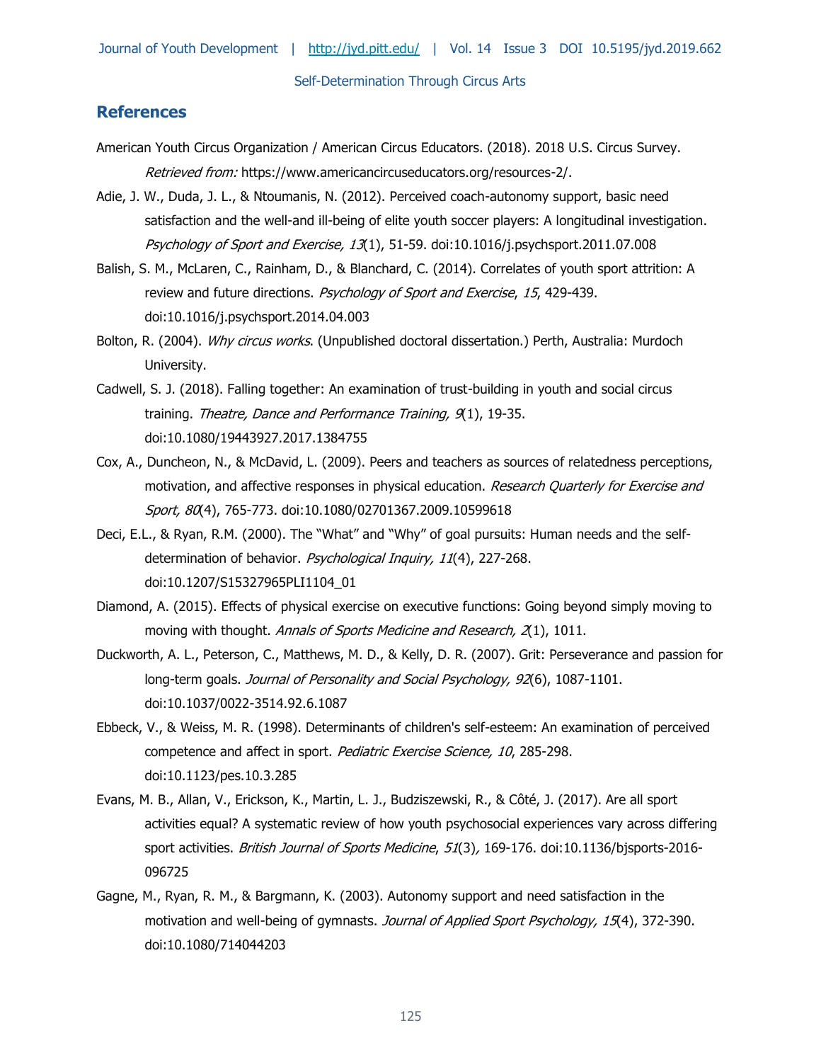## References

American Youth Circus Organization / American Circus Educators. (2018). 2018 U.S. Circus Survey. *Retrieved from:* https://www.americancircuseducators.org/resources-2/.

Adie, J. W., Duda, J. L., & Ntoumanis, N. (2012). Perceived coach-autonomy support, basic need satisfaction and the well-and ill-being of elite youth soccer players: A longitudinal investigation. *Psychology of Sport and Exercise, 13*(1), 51-59. doi:10.1016/j.psychsport.2011.07.008

Balish, S. M., McLaren, C., Rainham, D., & Blanchard, C. (2014). Correlates of youth sport attrition: A review and future directions. *Psychology of Sport and Exercise*, *15*, 429-439. doi:10.1016/j.psychsport.2014.04.003

Bolton, R. (2004). *Why circus works*. (Unpublished doctoral dissertation.) Perth, Australia: Murdoch University.

Cadwell, S. J. (2018). Falling together: An examination of trust-building in youth and social circus training. *Theatre, Dance and Performance Training, 9*(1), 19-35. doi:10.1080/19443927.2017.1384755

Cox, A., Duncheon, N., & McDavid, L. (2009). Peers and teachers as sources of relatedness perceptions, motivation, and affective responses in physical education. *Research Quarterly for Exercise and Sport, 80*(4), 765-773. doi:10.1080/02701367.2009.10599618

Deci, E.L., & Ryan, R.M. (2000). The "What" and "Why" of goal pursuits: Human needs and the self-determination of behavior. *Psychological Inquiry, 11*(4), 227-268. doi:10.1207/S15327965PLI1104_01

Diamond, A. (2015). Effects of physical exercise on executive functions: Going beyond simply moving to moving with thought. *Annals of Sports Medicine and Research, 2*(1), 1011.

Duckworth, A. L., Peterson, C., Matthews, M. D., & Kelly, D. R. (2007). Grit: Perseverance and passion for long-term goals. *Journal of Personality and Social Psychology, 92*(6), 1087-1101. doi:10.1037/0022-3514.92.6.1087

Ebbeck, V., & Weiss, M. R. (1998). Determinants of children's self-esteem: An examination of perceived competence and affect in sport. *Pediatric Exercise Science, 10*, 285-298. doi:10.1123/pes.10.3.285

Evans, M. B., Allan, V., Erickson, K., Martin, L. J., Budziszewski, R., & Côté, J. (2017). Are all sport activities equal? A systematic review of how youth psychosocial experiences vary across differing sport activities. *British Journal of Sports Medicine*, *51*(3)*,* 169-176. doi:10.1136/bjsports-2016-096725

Gagne, M., Ryan, R. M., & Bargmann, K. (2003). Autonomy support and need satisfaction in the motivation and well-being of gymnasts. *Journal of Applied Sport Psychology, 15*(4), 372-390. doi:10.1080/714044203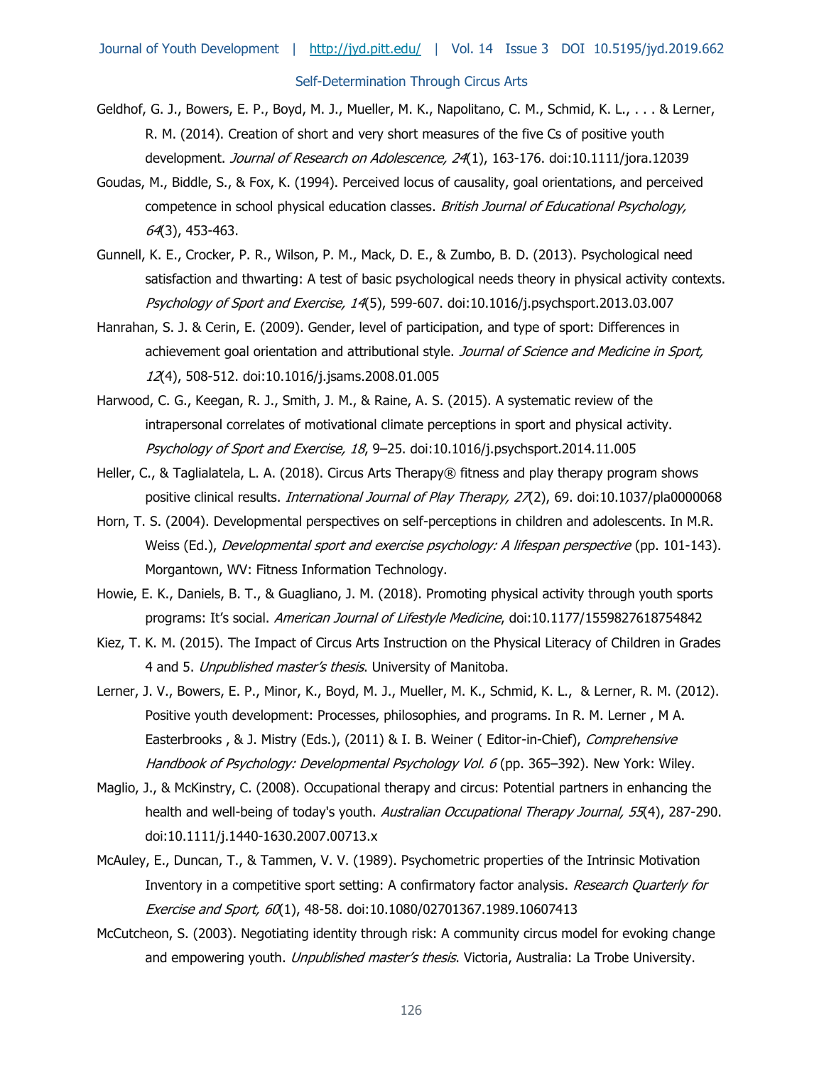Geldhof, G. J., Bowers, E. P., Boyd, M. J., Mueller, M. K., Napolitano, C. M., Schmid, K. L., . . . & Lerner, R. M. (2014). Creation of short and very short measures of the five Cs of positive youth development. *Journal of Research on Adolescence, 24*(1), 163-176. doi:10.1111/jora.12039

Goudas, M., Biddle, S., & Fox, K. (1994). Perceived locus of causality, goal orientations, and perceived competence in school physical education classes. *British Journal of Educational Psychology, 64*(3), 453-463.

Gunnell, K. E., Crocker, P. R., Wilson, P. M., Mack, D. E., & Zumbo, B. D. (2013). Psychological need satisfaction and thwarting: A test of basic psychological needs theory in physical activity contexts. *Psychology of Sport and Exercise, 14*(5), 599-607. doi:10.1016/j.psychsport.2013.03.007

Hanrahan, S. J. & Cerin, E. (2009). Gender, level of participation, and type of sport: Differences in achievement goal orientation and attributional style. *Journal of Science and Medicine in Sport, 12*(4), 508-512. doi:10.1016/j.jsams.2008.01.005

Harwood, C. G., Keegan, R. J., Smith, J. M., & Raine, A. S. (2015). A systematic review of the intrapersonal correlates of motivational climate perceptions in sport and physical activity. *Psychology of Sport and Exercise, 18*, 9–25. doi:10.1016/j.psychsport.2014.11.005

Heller, C., & Taglialatela, L. A. (2018). Circus Arts Therapy® fitness and play therapy program shows positive clinical results. *International Journal of Play Therapy, 27*(2), 69. doi:10.1037/pla0000068

Horn, T. S. (2004). Developmental perspectives on self-perceptions in children and adolescents. In M.R. Weiss (Ed.), *Developmental sport and exercise psychology: A lifespan perspective* (pp. 101-143). Morgantown, WV: Fitness Information Technology.

Howie, E. K., Daniels, B. T., & Guagliano, J. M. (2018). Promoting physical activity through youth sports programs: It's social. *American Journal of Lifestyle Medicine*, doi:10.1177/1559827618754842

Kiez, T. K. M. (2015). The Impact of Circus Arts Instruction on the Physical Literacy of Children in Grades 4 and 5. *Unpublished master's thesis*. University of Manitoba.

Lerner, J. V., Bowers, E. P., Minor, K., Boyd, M. J., Mueller, M. K., Schmid, K. L., & Lerner, R. M. (2012). Positive youth development: Processes, philosophies, and programs. In R. M. Lerner , M A. Easterbrooks , & J. Mistry (Eds.), (2011) & I. B. Weiner ( Editor-in-Chief), *Comprehensive Handbook of Psychology: Developmental Psychology Vol. 6* (pp. 365–392). New York: Wiley.

Maglio, J., & McKinstry, C. (2008). Occupational therapy and circus: Potential partners in enhancing the health and well-being of today's youth. *Australian Occupational Therapy Journal, 55*(4), 287-290. doi:10.1111/j.1440-1630.2007.00713.x

McAuley, E., Duncan, T., & Tammen, V. V. (1989). Psychometric properties of the Intrinsic Motivation Inventory in a competitive sport setting: A confirmatory factor analysis. *Research Quarterly for Exercise and Sport, 60*(1), 48-58. doi:10.1080/02701367.1989.10607413

McCutcheon, S. (2003). Negotiating identity through risk: A community circus model for evoking change and empowering youth. *Unpublished master's thesis*. Victoria, Australia: La Trobe University.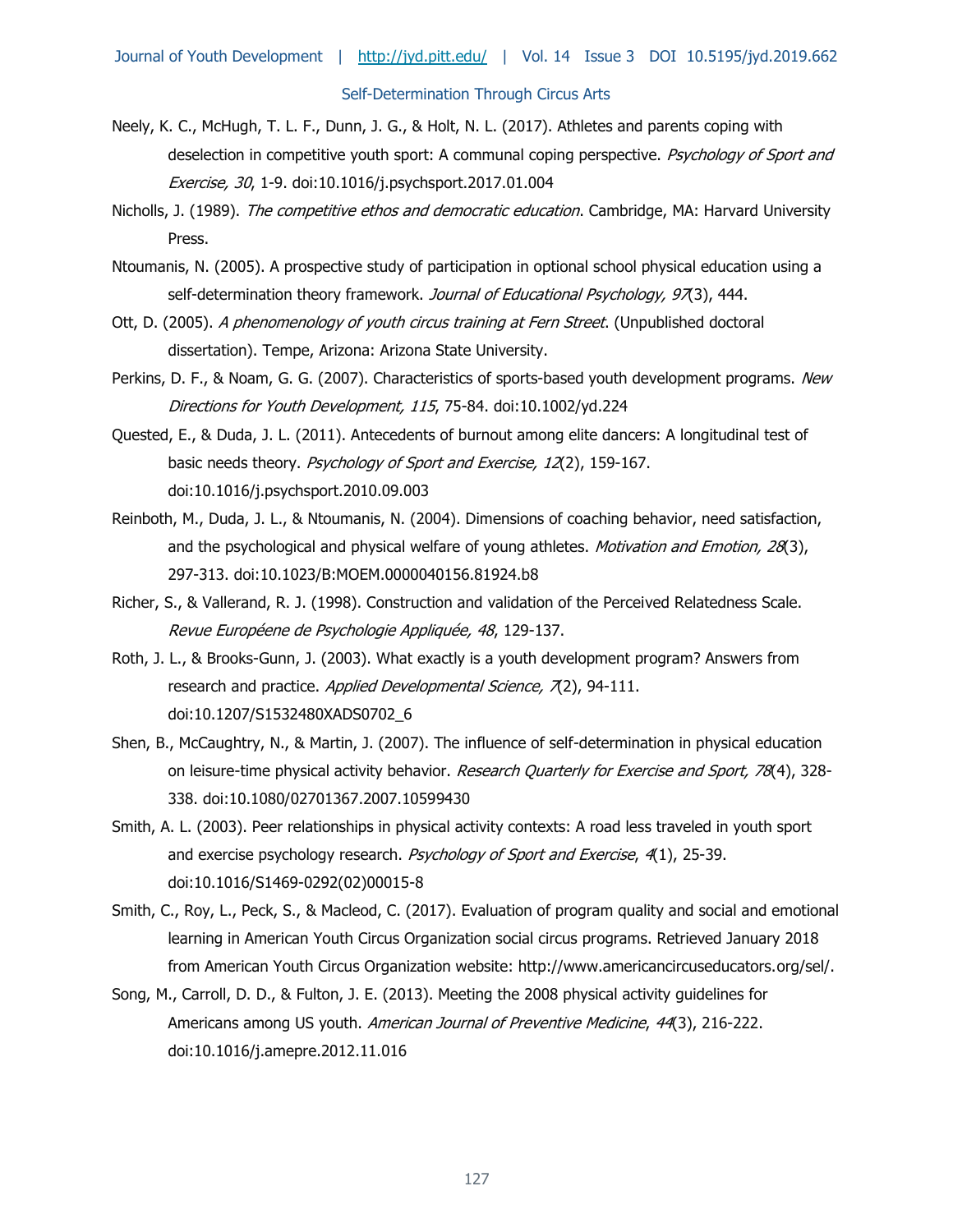Neely, K. C., McHugh, T. L. F., Dunn, J. G., & Holt, N. L. (2017). Athletes and parents coping with deselection in competitive youth sport: A communal coping perspective. *Psychology of Sport and Exercise, 30*, 1-9. doi:10.1016/j.psychsport.2017.01.004

Nicholls, J. (1989). *The competitive ethos and democratic education*. Cambridge, MA: Harvard University Press.

Ntoumanis, N. (2005). A prospective study of participation in optional school physical education using a self-determination theory framework. *Journal of Educational Psychology, 97*(3), 444.

Ott, D. (2005). *A phenomenology of youth circus training at Fern Street*. (Unpublished doctoral dissertation). Tempe, Arizona: Arizona State University.

Perkins, D. F., & Noam, G. G. (2007). Characteristics of sports-based youth development programs. *New Directions for Youth Development, 115*, 75-84. doi:10.1002/yd.224

Quested, E., & Duda, J. L. (2011). Antecedents of burnout among elite dancers: A longitudinal test of basic needs theory. *Psychology of Sport and Exercise, 12*(2), 159-167. doi:10.1016/j.psychsport.2010.09.003

Reinboth, M., Duda, J. L., & Ntoumanis, N. (2004). Dimensions of coaching behavior, need satisfaction, and the psychological and physical welfare of young athletes. *Motivation and Emotion, 28*(3), 297-313. doi:10.1023/B:MOEM.0000040156.81924.b8

Richer, S., & Vallerand, R. J. (1998). Construction and validation of the Perceived Relatedness Scale. *Revue Européene de Psychologie Appliquée, 48*, 129-137.

Roth, J. L., & Brooks-Gunn, J. (2003). What exactly is a youth development program? Answers from research and practice. *Applied Developmental Science, 7*(2), 94-111. doi:10.1207/S1532480XADS0702_6

Shen, B., McCaughtry, N., & Martin, J. (2007). The influence of self-determination in physical education on leisure-time physical activity behavior. *Research Quarterly for Exercise and Sport, 78*(4), 328-338. doi:10.1080/02701367.2007.10599430

Smith, A. L. (2003). Peer relationships in physical activity contexts: A road less traveled in youth sport and exercise psychology research. *Psychology of Sport and Exercise*, *4*(1), 25-39. doi:10.1016/S1469-0292(02)00015-8

Smith, C., Roy, L., Peck, S., & Macleod, C. (2017). Evaluation of program quality and social and emotional learning in American Youth Circus Organization social circus programs. Retrieved January 2018 from American Youth Circus Organization website: http://www.americancircuseducators.org/sel/.

Song, M., Carroll, D. D., & Fulton, J. E. (2013). Meeting the 2008 physical activity guidelines for Americans among US youth. *American Journal of Preventive Medicine*, *44*(3), 216-222. doi:10.1016/j.amepre.2012.11.016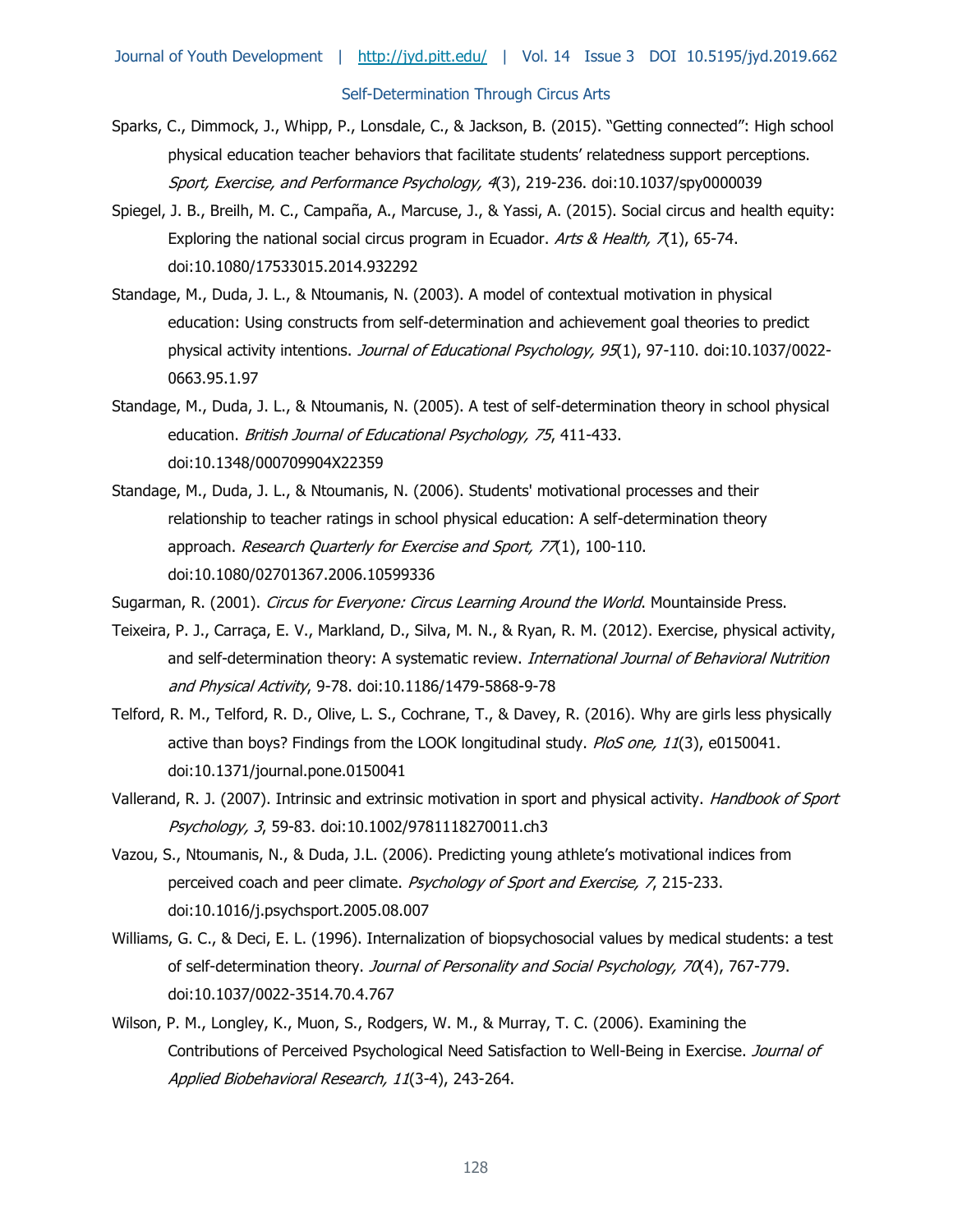Sparks, C., Dimmock, J., Whipp, P., Lonsdale, C., & Jackson, B. (2015). "Getting connected": High school physical education teacher behaviors that facilitate students' relatedness support perceptions. *Sport, Exercise, and Performance Psychology, 4*(3), 219-236. doi:10.1037/spy0000039

Spiegel, J. B., Breilh, M. C., Campaña, A., Marcuse, J., & Yassi, A. (2015). Social circus and health equity: Exploring the national social circus program in Ecuador. *Arts & Health, 7*(1), 65-74. doi:10.1080/17533015.2014.932292

Standage, M., Duda, J. L., & Ntoumanis, N. (2003). A model of contextual motivation in physical education: Using constructs from self-determination and achievement goal theories to predict physical activity intentions. *Journal of Educational Psychology, 95*(1), 97-110. doi:10.1037/0022-0663.95.1.97

Standage, M., Duda, J. L., & Ntoumanis, N. (2005). A test of self-determination theory in school physical education. *British Journal of Educational Psychology, 75*, 411-433. doi:10.1348/000709904X22359

Standage, M., Duda, J. L., & Ntoumanis, N. (2006). Students' motivational processes and their relationship to teacher ratings in school physical education: A self-determination theory approach. *Research Quarterly for Exercise and Sport, 77*(1), 100-110. doi:10.1080/02701367.2006.10599336

Sugarman, R. (2001). *Circus for Everyone: Circus Learning Around the World*. Mountainside Press.

Teixeira, P. J., Carraça, E. V., Markland, D., Silva, M. N., & Ryan, R. M. (2012). Exercise, physical activity, and self-determination theory: A systematic review. *International Journal of Behavioral Nutrition and Physical Activity*, 9-78. doi:10.1186/1479-5868-9-78

Telford, R. M., Telford, R. D., Olive, L. S., Cochrane, T., & Davey, R. (2016). Why are girls less physically active than boys? Findings from the LOOK longitudinal study. *PloS one, 11*(3), e0150041. doi:10.1371/journal.pone.0150041

Vallerand, R. J. (2007). Intrinsic and extrinsic motivation in sport and physical activity. *Handbook of Sport Psychology, 3*, 59-83. doi:10.1002/9781118270011.ch3

Vazou, S., Ntoumanis, N., & Duda, J.L. (2006). Predicting young athlete's motivational indices from perceived coach and peer climate. *Psychology of Sport and Exercise, 7*, 215-233. doi:10.1016/j.psychsport.2005.08.007

Williams, G. C., & Deci, E. L. (1996). Internalization of biopsychosocial values by medical students: a test of self-determination theory. *Journal of Personality and Social Psychology, 70*(4), 767-779. doi:10.1037/0022-3514.70.4.767

Wilson, P. M., Longley, K., Muon, S., Rodgers, W. M., & Murray, T. C. (2006). Examining the Contributions of Perceived Psychological Need Satisfaction to Well-Being in Exercise. *Journal of Applied Biobehavioral Research, 11*(3-4), 243-264.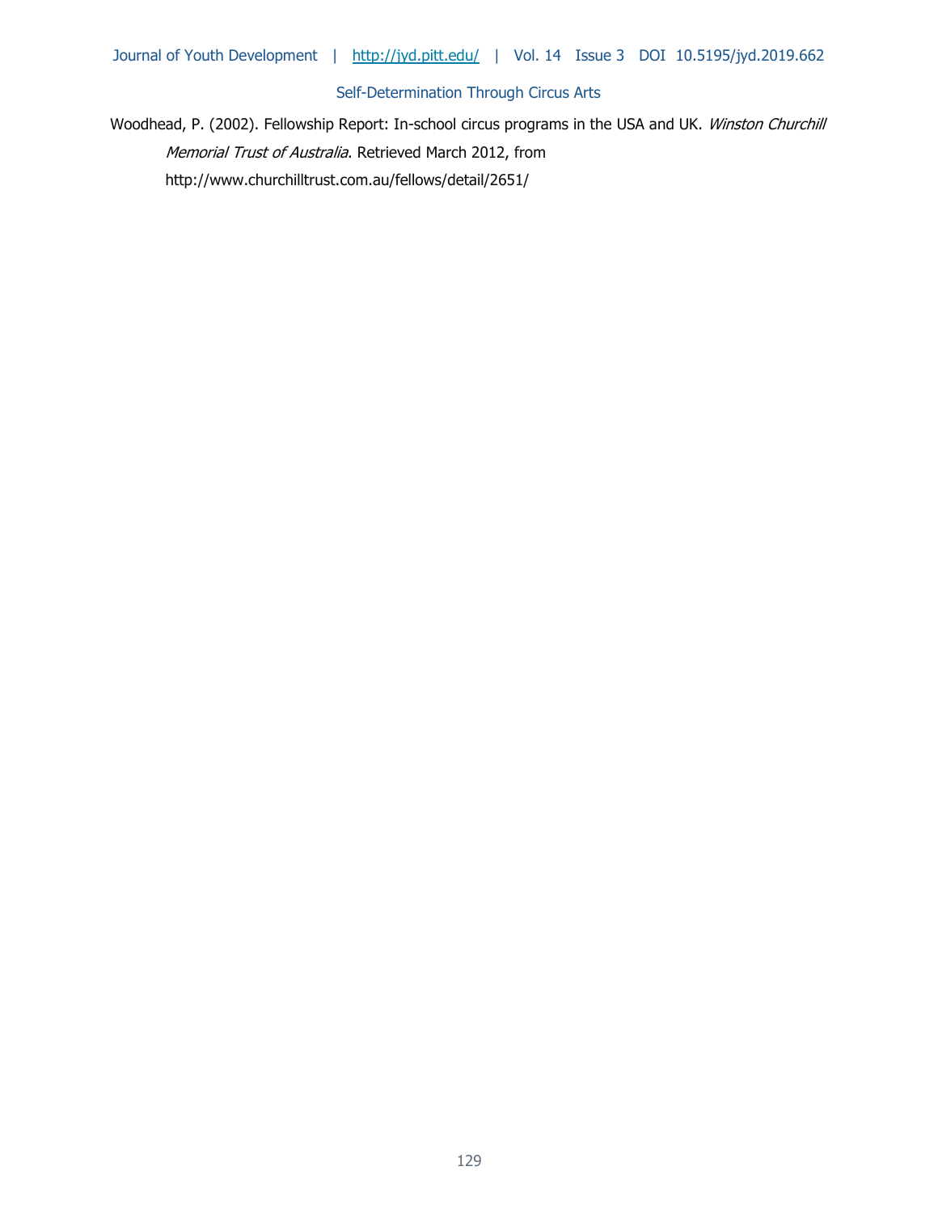Woodhead, P. (2002). Fellowship Report: In-school circus programs in the USA and UK. *Winston Churchill Memorial Trust of Australia*. Retrieved March 2012, from http://www.churchilltrust.com.au/fellows/detail/2651/